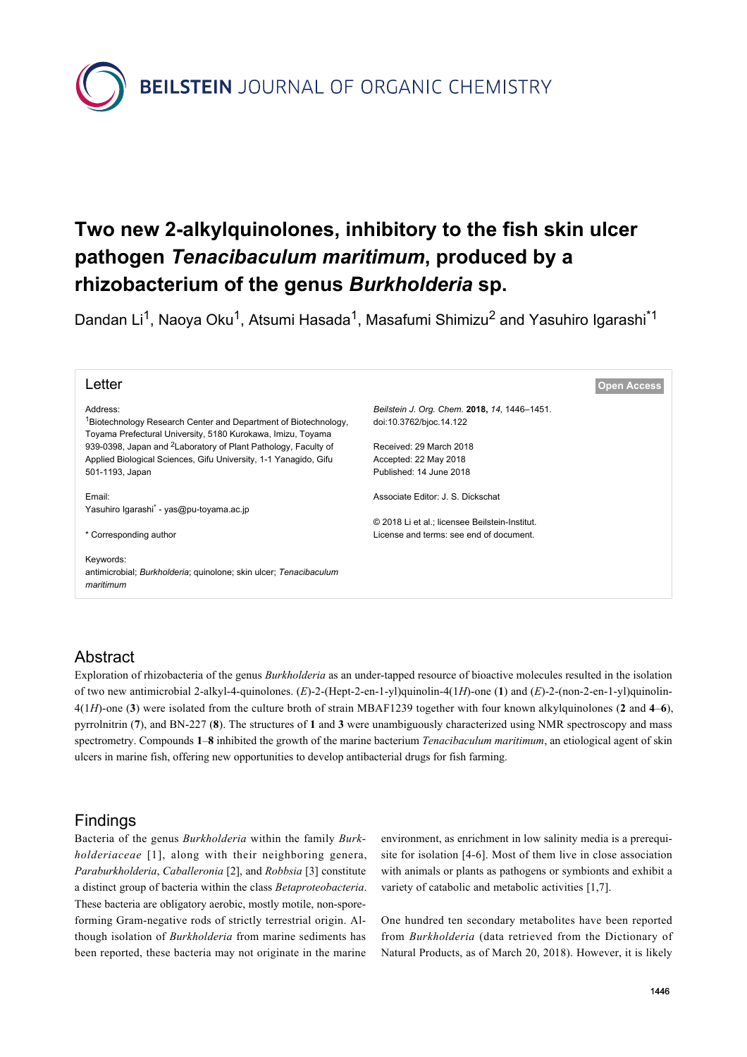# Two new 2-alkylquinolones, inhibitory to the fish skin ulcer pathogen *Tenacibaculum maritimum*, produced by a rhizobacterium of the genus *Burkholderia* sp.

Dandan Li[1], Naoya Oku[1], Atsumi Hasada[1], Masafumi Shimizu[2] and Yasuhiro Igarashi[*1]

**Letter** — Open Access

Address:
[1]Biotechnology Research Center and Department of Biotechnology, Toyama Prefectural University, 5180 Kurokawa, Imizu, Toyama 939-0398, Japan and [2]Laboratory of Plant Pathology, Faculty of Applied Biological Sciences, Gifu University, 1-1 Yanagido, Gifu 501-1193, Japan

Email:
Yasuhiro Igarashi[*] - yas@pu-toyama.ac.jp

\* Corresponding author

Keywords:
antimicrobial; *Burkholderia*; quinolone; skin ulcer; *Tenacibaculum maritimum*

*Beilstein J. Org. Chem.* **2018,** *14,* 1446–1451.
doi:10.3762/bjoc.14.122

Received: 29 March 2018
Accepted: 22 May 2018
Published: 14 June 2018

Associate Editor: J. S. Dickschat

© 2018 Li et al.; licensee Beilstein-Institut.
License and terms: see end of document.

## Abstract

Exploration of rhizobacteria of the genus *Burkholderia* as an under-tapped resource of bioactive molecules resulted in the isolation of two new antimicrobial 2-alkyl-4-quinolones. (*E*)-2-(Hept-2-en-1-yl)quinolin-4(1*H*)-one (**1**) and (*E*)-2-(non-2-en-1-yl)quinolin-4(1*H*)-one (**3**) were isolated from the culture broth of strain MBAF1239 together with four known alkylquinolones (**2** and **4**–**6**), pyrrolnitrin (**7**), and BN-227 (**8**). The structures of **1** and **3** were unambiguously characterized using NMR spectroscopy and mass spectrometry. Compounds **1**–**8** inhibited the growth of the marine bacterium *Tenacibaculum maritimum*, an etiological agent of skin ulcers in marine fish, offering new opportunities to develop antibacterial drugs for fish farming.

## Findings

Bacteria of the genus *Burkholderia* within the family *Burkholderiaceae* [1], along with their neighboring genera, *Paraburkholderia*, *Caballeronia* [2], and *Robbsia* [3] constitute a distinct group of bacteria within the class *Betaproteobacteria*. These bacteria are obligatory aerobic, mostly motile, non-spore-forming Gram-negative rods of strictly terrestrial origin. Although isolation of *Burkholderia* from marine sediments has been reported, these bacteria may not originate in the marine environment, as enrichment in low salinity media is a prerequisite for isolation [4-6]. Most of them live in close association with animals or plants as pathogens or symbionts and exhibit a variety of catabolic and metabolic activities [1,7].

One hundred ten secondary metabolites have been reported from *Burkholderia* (data retrieved from the Dictionary of Natural Products, as of March 20, 2018). However, it is likely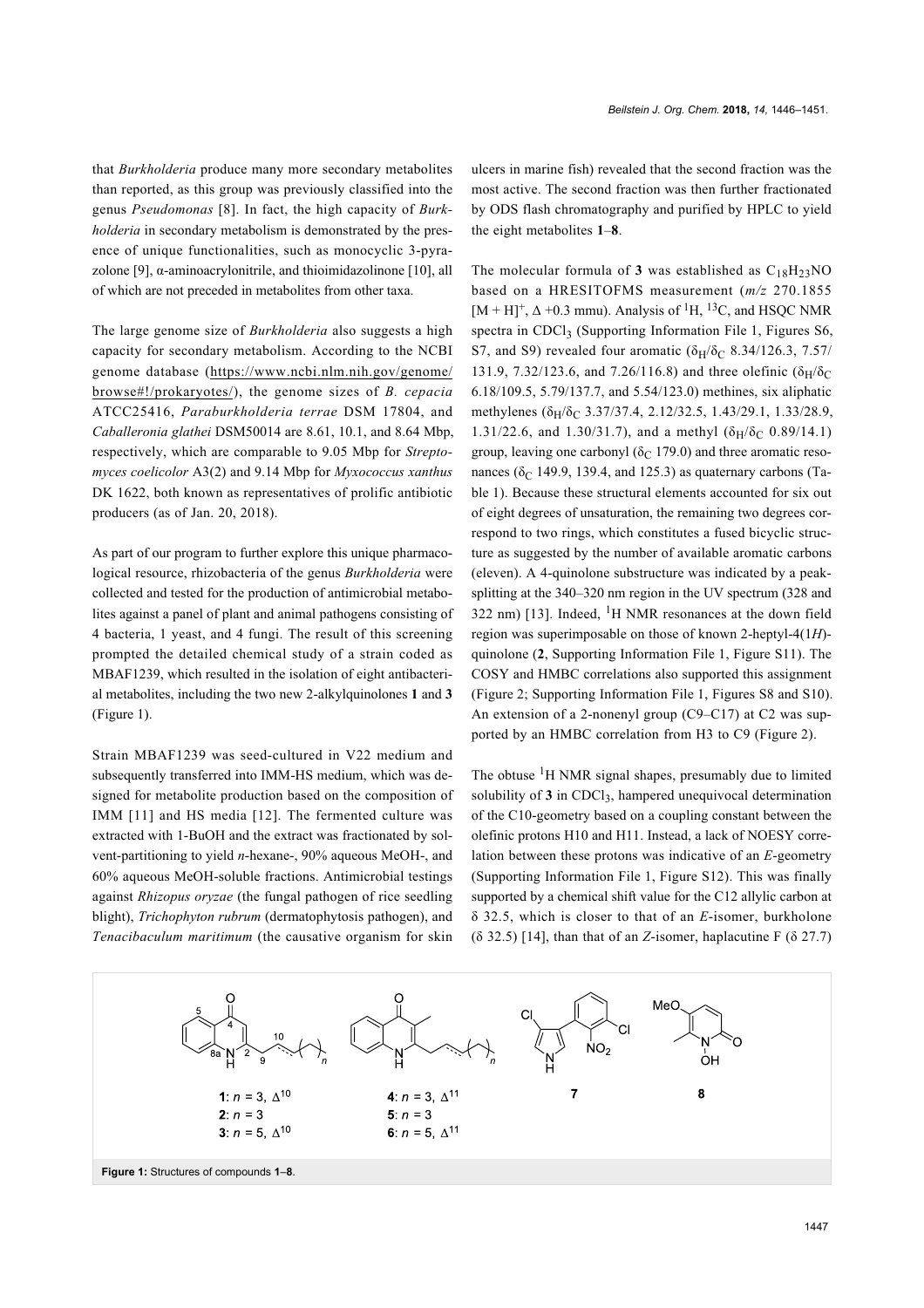that *Burkholderia* produce many more secondary metabolites than reported, as this group was previously classified into the genus *Pseudomonas* [8]. In fact, the high capacity of *Burkholderia* in secondary metabolism is demonstrated by the presence of unique functionalities, such as monocyclic 3-pyrazolone [9], α-aminoacrylonitrile, and thioimidazolinone [10], all of which are not preceded in metabolites from other taxa.

The large genome size of *Burkholderia* also suggests a high capacity for secondary metabolism. According to the NCBI genome database (https://www.ncbi.nlm.nih.gov/genome/browse#!/prokaryotes/), the genome sizes of *B. cepacia* ATCC25416, *Paraburkholderia terrae* DSM 17804, and *Caballeronia glathei* DSM50014 are 8.61, 10.1, and 8.64 Mbp, respectively, which are comparable to 9.05 Mbp for *Streptomyces coelicolor* A3(2) and 9.14 Mbp for *Myxococcus xanthus* DK 1622, both known as representatives of prolific antibiotic producers (as of Jan. 20, 2018).

As part of our program to further explore this unique pharmacological resource, rhizobacteria of the genus *Burkholderia* were collected and tested for the production of antimicrobial metabolites against a panel of plant and animal pathogens consisting of 4 bacteria, 1 yeast, and 4 fungi. The result of this screening prompted the detailed chemical study of a strain coded as MBAF1239, which resulted in the isolation of eight antibacterial metabolites, including the two new 2-alkylquinolones **1** and **3** (Figure 1).

Strain MBAF1239 was seed-cultured in V22 medium and subsequently transferred into IMM-HS medium, which was designed for metabolite production based on the composition of IMM [11] and HS media [12]. The fermented culture was extracted with 1-BuOH and the extract was fractionated by solvent-partitioning to yield *n*-hexane-, 90% aqueous MeOH-, and 60% aqueous MeOH-soluble fractions. Antimicrobial testings against *Rhizopus oryzae* (the fungal pathogen of rice seedling blight), *Trichophyton rubrum* (dermatophytosis pathogen), and *Tenacibaculum maritimum* (the causative organism for skin ulcers in marine fish) revealed that the second fraction was the most active. The second fraction was then further fractionated by ODS flash chromatography and purified by HPLC to yield the eight metabolites **1**–**8**.

The molecular formula of **3** was established as $C_{18}H_{23}NO$ based on a HRESITOFMS measurement (*m/z* 270.1855 $[M + H]^+$, Δ +0.3 mmu). Analysis of $^1H$, $^{13}C$, and HSQC NMR spectra in $CDCl_3$ (Supporting Information File 1, Figures S6, S7, and S9) revealed four aromatic ($\delta_H/\delta_C$ 8.34/126.3, 7.57/131.9, 7.32/123.6, and 7.26/116.8) and three olefinic ($\delta_H/\delta_C$ 6.18/109.5, 5.79/137.7, and 5.54/123.0) methines, six aliphatic methylenes ($\delta_H/\delta_C$ 3.37/37.4, 2.12/32.5, 1.43/29.1, 1.33/28.9, 1.31/22.6, and 1.30/31.7), and a methyl ($\delta_H/\delta_C$ 0.89/14.1) group, leaving one carbonyl ($\delta_C$ 179.0) and three aromatic resonances ($\delta_C$ 149.9, 139.4, and 125.3) as quaternary carbons (Table 1). Because these structural elements accounted for six out of eight degrees of unsaturation, the remaining two degrees correspond to two rings, which constitutes a fused bicyclic structure as suggested by the number of available aromatic carbons (eleven). A 4-quinolone substructure was indicated by a peak-splitting at the 340–320 nm region in the UV spectrum (328 and 322 nm) [13]. Indeed, $^1H$ NMR resonances at the down field region was superimposable on those of known 2-heptyl-4(1*H*)-quinolone (**2**, Supporting Information File 1, Figure S11). The COSY and HMBC correlations also supported this assignment (Figure 2; Supporting Information File 1, Figures S8 and S10). An extension of a 2-nonenyl group (C9–C17) at C2 was supported by an HMBC correlation from H3 to C9 (Figure 2).

The obtuse $^1H$ NMR signal shapes, presumably due to limited solubility of **3** in $CDCl_3$, hampered unequivocal determination of the C10-geometry based on a coupling constant between the olefinic protons H10 and H11. Instead, a lack of NOESY correlation between these protons was indicative of an *E*-geometry (Supporting Information File 1, Figure S12). This was finally supported by a chemical shift value for the C12 allylic carbon at δ 32.5, which is closer to that of an *E*-isomer, burkholone (δ 32.5) [14], than that of an *Z*-isomer, haplacutine F (δ 27.7)

**1**: $n$ = 3, $\Delta^{10}$
**2**: $n$ = 3
**3**: $n$ = 5, $\Delta^{10}$
**4**: $n$ = 3, $\Delta^{11}$
**5**: $n$ = 3
**6**: $n$ = 5, $\Delta^{11}$
**7**
**8**

**Figure 1:** Structures of compounds **1**–**8**.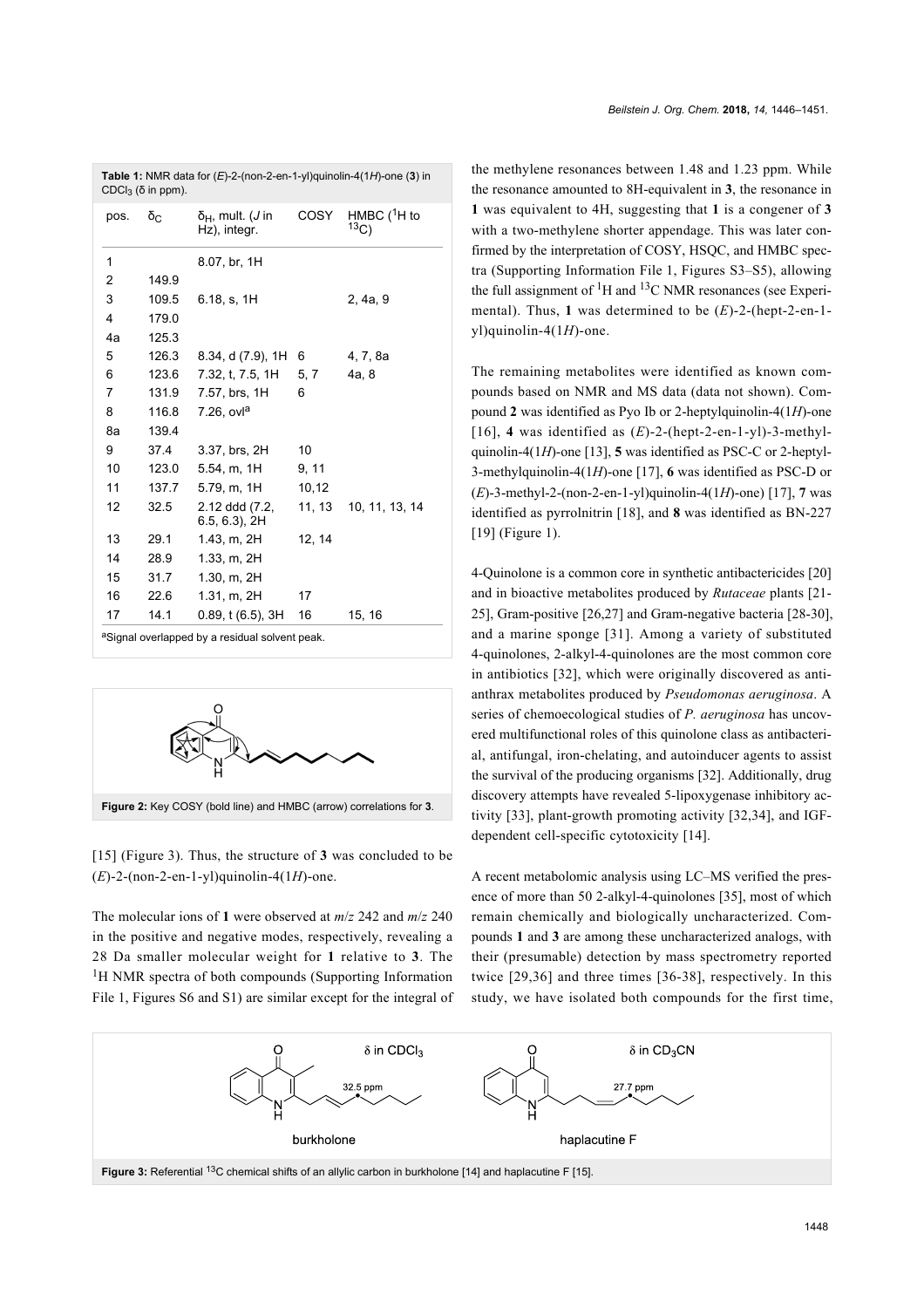**Table 1:** NMR data for (*E*)-2-(non-2-en-1-yl)quinolin-4(1*H*)-one (**3**) in $CDCl_3$ (δ in ppm).

| pos. | $\delta_C$ | $\delta_H$, mult. (*J* in Hz), integr. | COSY | HMBC ($^1H$ to $^{13}C$) |
|---|---|---|---|---|
| 1 | | 8.07, br, 1H | | |
| 2 | 149.9 | | | |
| 3 | 109.5 | 6.18, s, 1H | | 2, 4a, 9 |
| 4 | 179.0 | | | |
| 4a | 125.3 | | | |
| 5 | 126.3 | 8.34, d (7.9), 1H | 6 | 4, 7, 8a |
| 6 | 123.6 | 7.32, t, 7.5, 1H | 5, 7 | 4a, 8 |
| 7 | 131.9 | 7.57, brs, 1H | 6 | |
| 8 | 116.8 | 7.26, ovl[a] | | |
| 8a | 139.4 | | | |
| 9 | 37.4 | 3.37, brs, 2H | 10 | |
| 10 | 123.0 | 5.54, m, 1H | 9, 11 | |
| 11 | 137.7 | 5.79, m, 1H | 10,12 | |
| 12 | 32.5 | 2.12 ddd (7.2, 6.5, 6.3), 2H | 11, 13 | 10, 11, 13, 14 |
| 13 | 29.1 | 1.43, m, 2H | 12, 14 | |
| 14 | 28.9 | 1.33, m, 2H | | |
| 15 | 31.7 | 1.30, m, 2H | | |
| 16 | 22.6 | 1.31, m, 2H | 17 | |
| 17 | 14.1 | 0.89, t (6.5), 3H | 16 | 15, 16 |

[a]Signal overlapped by a residual solvent peak.

**Figure 2:** Key COSY (bold line) and HMBC (arrow) correlations for **3**.

[15] (Figure 3). Thus, the structure of **3** was concluded to be (*E*)-2-(non-2-en-1-yl)quinolin-4(1*H*)-one.

The molecular ions of **1** were observed at *m/z* 242 and *m/z* 240 in the positive and negative modes, respectively, revealing a 28 Da smaller molecular weight for **1** relative to **3**. The $^1H$ NMR spectra of both compounds (Supporting Information File 1, Figures S6 and S1) are similar except for the integral of the methylene resonances between 1.48 and 1.23 ppm. While the resonance amounted to 8H-equivalent in **3**, the resonance in **1** was equivalent to 4H, suggesting that **1** is a congener of **3** with a two-methylene shorter appendage. This was later confirmed by the interpretation of COSY, HSQC, and HMBC spectra (Supporting Information File 1, Figures S3–S5), allowing the full assignment of $^1H$ and $^{13}C$ NMR resonances (see Experimental). Thus, **1** was determined to be (*E*)-2-(hept-2-en-1-yl)quinolin-4(1*H*)-one.

The remaining metabolites were identified as known compounds based on NMR and MS data (data not shown). Compound **2** was identified as Pyo Ib or 2-heptylquinolin-4(1*H*)-one [16], **4** was identified as (*E*)-2-(hept-2-en-1-yl)-3-methylquinolin-4(1*H*)-one [13], **5** was identified as PSC-C or 2-heptyl-3-methylquinolin-4(1*H*)-one [17], **6** was identified as PSC-D or (*E*)-3-methyl-2-(non-2-en-1-yl)quinolin-4(1*H*)-one) [17], **7** was identified as pyrrolnitrin [18], and **8** was identified as BN-227 [19] (Figure 1).

4-Quinolone is a common core in synthetic antibactericides [20] and in bioactive metabolites produced by *Rutaceae* plants [21-25], Gram-positive [26,27] and Gram-negative bacteria [28-30], and a marine sponge [31]. Among a variety of substituted 4-quinolones, 2-alkyl-4-quinolones are the most common core in antibiotics [32], which were originally discovered as anti-anthrax metabolites produced by *Pseudomonas aeruginosa*. A series of chemoecological studies of *P. aeruginosa* has uncovered multifunctional roles of this quinolone class as antibacterial, antifungal, iron-chelating, and autoinducer agents to assist the survival of the producing organisms [32]. Additionally, drug discovery attempts have revealed 5-lipoxygenase inhibitory activity [33], plant-growth promoting activity [32,34], and IGF-dependent cell-specific cytotoxicity [14].

A recent metabolomic analysis using LC–MS verified the presence of more than 50 2-alkyl-4-quinolones [35], most of which remain chemically and biologically uncharacterized. Compounds **1** and **3** are among these uncharacterized analogs, with their (presumable) detection by mass spectrometry reported twice [29,36] and three times [36-38], respectively. In this study, we have isolated both compounds for the first time,

**Figure 3:** Referential $^{13}C$ chemical shifts of an allylic carbon in burkholone [14] and haplacutine F [15].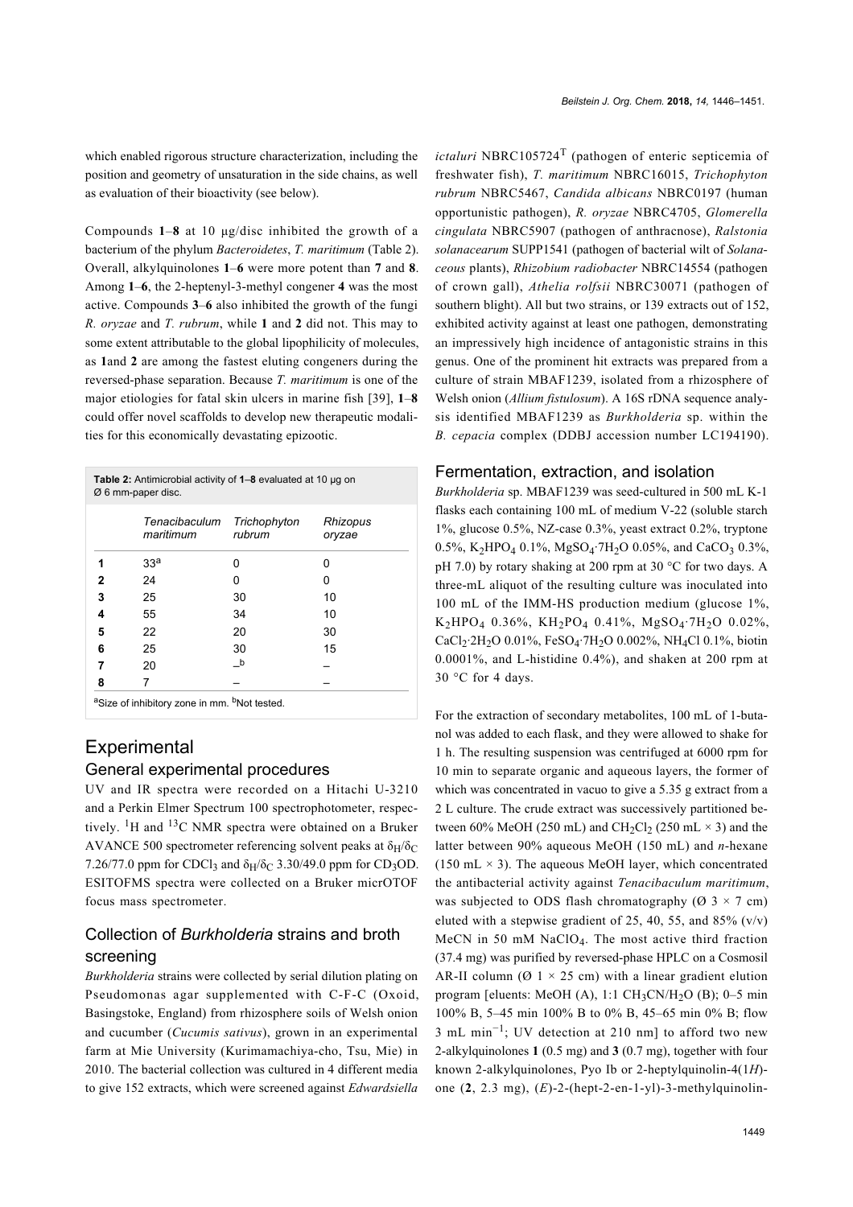which enabled rigorous structure characterization, including the position and geometry of unsaturation in the side chains, as well as evaluation of their bioactivity (see below).

Compounds **1**–**8** at 10 µg/disc inhibited the growth of a bacterium of the phylum *Bacteroidetes*, *T. maritimum* (Table 2). Overall, alkylquinolones **1**–**6** were more potent than **7** and **8**. Among **1**–**6**, the 2-heptenyl-3-methyl congener **4** was the most active. Compounds **3**–**6** also inhibited the growth of the fungi *R. oryzae* and *T. rubrum*, while **1** and **2** did not. This may to some extent attributable to the global lipophilicity of molecules, as **1**and **2** are among the fastest eluting congeners during the reversed-phase separation. Because *T. maritimum* is one of the major etiologies for fatal skin ulcers in marine fish [39], **1**–**8** could offer novel scaffolds to develop new therapeutic modalities for this economically devastating epizootic.

**Table 2:** Antimicrobial activity of **1**–**8** evaluated at 10 µg on Ø 6 mm-paper disc.

| | *Tenacibaculum maritimum* | *Trichophyton rubrum* | *Rhizopus oryzae* |
|---|---|---|---|
| **1** | 33[a] | 0 | 0 |
| **2** | 24 | 0 | 0 |
| **3** | 25 | 30 | 10 |
| **4** | 55 | 34 | 10 |
| **5** | 22 | 20 | 30 |
| **6** | 25 | 30 | 15 |
| **7** | 20 | –[b] | – |
| **8** | 7 | – | – |

[a]Size of inhibitory zone in mm. [b]Not tested.

# Experimental

## General experimental procedures

UV and IR spectra were recorded on a Hitachi U-3210 and a Perkin Elmer Spectrum 100 spectrophotometer, respectively. $^1$H and $^{13}$C NMR spectra were obtained on a Bruker AVANCE 500 spectrometer referencing solvent peaks at $\delta_H/\delta_C$ 7.26/77.0 ppm for $CDCl_3$ and $\delta_H/\delta_C$ 3.30/49.0 ppm for $CD_3OD$. ESITOFMS spectra were collected on a Bruker micrOTOF focus mass spectrometer.

## Collection of *Burkholderia* strains and broth screening

*Burkholderia* strains were collected by serial dilution plating on Pseudomonas agar supplemented with C-F-C (Oxoid, Basingstoke, England) from rhizosphere soils of Welsh onion and cucumber (*Cucumis sativus*), grown in an experimental farm at Mie University (Kurimamachiya-cho, Tsu, Mie) in 2010. The bacterial collection was cultured in 4 different media to give 152 extracts, which were screened against *Edwardsiella ictaluri* NBRC105724[T] (pathogen of enteric septicemia of freshwater fish), *T. maritimum* NBRC16015, *Trichophyton rubrum* NBRC5467, *Candida albicans* NBRC0197 (human opportunistic pathogen), *R. oryzae* NBRC4705, *Glomerella cingulata* NBRC5907 (pathogen of anthracnose), *Ralstonia solanacearum* SUPP1541 (pathogen of bacterial wilt of *Solanaceous* plants), *Rhizobium radiobacter* NBRC14554 (pathogen of crown gall), *Athelia rolfsii* NBRC30071 (pathogen of southern blight). All but two strains, or 139 extracts out of 152, exhibited activity against at least one pathogen, demonstrating an impressively high incidence of antagonistic strains in this genus. One of the prominent hit extracts was prepared from a culture of strain MBAF1239, isolated from a rhizosphere of Welsh onion (*Allium fistulosum*). A 16S rDNA sequence analysis identified MBAF1239 as *Burkholderia* sp. within the *B. cepacia* complex (DDBJ accession number LC194190).

## Fermentation, extraction, and isolation

*Burkholderia* sp. MBAF1239 was seed-cultured in 500 mL K-1 flasks each containing 100 mL of medium V-22 (soluble starch 1%, glucose 0.5%, NZ-case 0.3%, yeast extract 0.2%, tryptone 0.5%, $K_2HPO_4$ 0.1%, $MgSO_4 \cdot 7H_2O$ 0.05%, and $CaCO_3$ 0.3%, pH 7.0) by rotary shaking at 200 rpm at 30 °C for two days. A three-mL aliquot of the resulting culture was inoculated into 100 mL of the IMM-HS production medium (glucose 1%, $K_2HPO_4$ 0.36%, $KH_2PO_4$ 0.41%, $MgSO_4 \cdot 7H_2O$ 0.02%, $CaCl_2 \cdot 2H_2O$ 0.01%, $FeSO_4 \cdot 7H_2O$ 0.002%, $NH_4Cl$ 0.1%, biotin 0.0001%, and L-histidine 0.4%), and shaken at 200 rpm at 30 °C for 4 days.

For the extraction of secondary metabolites, 100 mL of 1-butanol was added to each flask, and they were allowed to shake for 1 h. The resulting suspension was centrifuged at 6000 rpm for 10 min to separate organic and aqueous layers, the former of which was concentrated in vacuo to give a 5.35 g extract from a 2 L culture. The crude extract was successively partitioned between 60% MeOH (250 mL) and $CH_2Cl_2$ (250 mL × 3) and the latter between 90% aqueous MeOH (150 mL) and *n*-hexane (150 mL × 3). The aqueous MeOH layer, which concentrated the antibacterial activity against *Tenacibaculum maritimum*, was subjected to ODS flash chromatography (Ø 3 × 7 cm) eluted with a stepwise gradient of 25, 40, 55, and 85% (v/v) MeCN in 50 mM $NaClO_4$. The most active third fraction (37.4 mg) was purified by reversed-phase HPLC on a Cosmosil AR-II column (Ø 1 × 25 cm) with a linear gradient elution program [eluents: MeOH (A), 1:1 $CH_3CN/H_2O$ (B); 0–5 min 100% B, 5–45 min 100% B to 0% B, 45–65 min 0% B; flow 3 mL min$^{-1}$; UV detection at 210 nm] to afford two new 2-alkylquinolones **1** (0.5 mg) and **3** (0.7 mg), together with four known 2-alkylquinolones, Pyo Ib or 2-heptylquinolin-4(1*H*)-one (**2**, 2.3 mg), (*E*)-2-(hept-2-en-1-yl)-3-methylquinolin-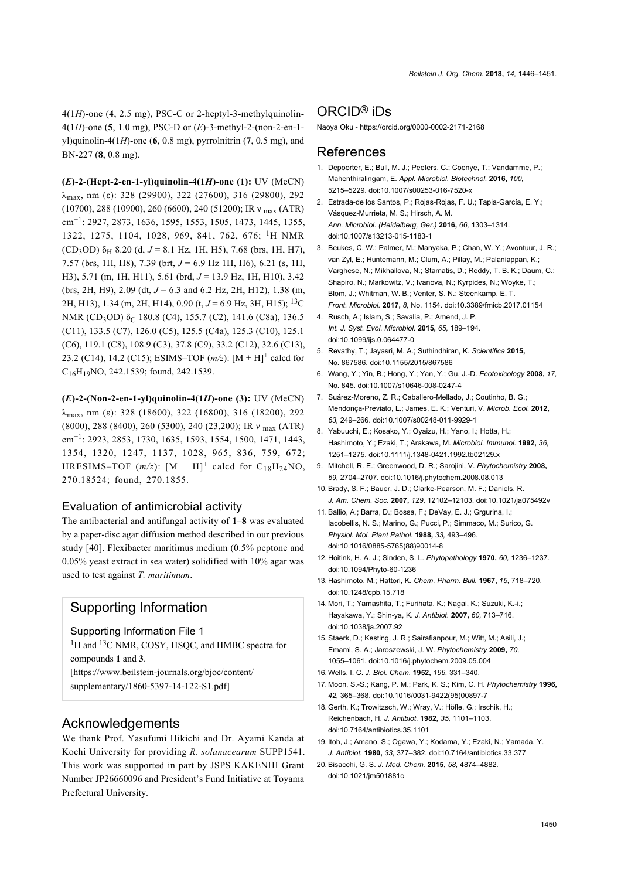4(1*H*)-one (**4**, 2.5 mg), PSC-C or 2-heptyl-3-methylquinolin-4(1*H*)-one (**5**, 1.0 mg), PSC-D or (*E*)-3-methyl-2-(non-2-en-1-yl)quinolin-4(1*H*)-one (**6**, 0.8 mg), pyrrolnitrin (**7**, 0.5 mg), and BN-227 (**8**, 0.8 mg).

**(*E*)-2-(Hept-2-en-1-yl)quinolin-4(1*H*)-one (1):** UV (MeCN) $\lambda_{max}$, nm (ε): 328 (29900), 322 (27600), 316 (29800), 292 (10700), 288 (10900), 260 (6600), 240 (51200); IR $\nu_{max}$ (ATR) $cm^{-1}$: 2927, 2873, 1636, 1595, 1553, 1505, 1473, 1445, 1355, 1322, 1275, 1104, 1028, 969, 841, 762, 676; $^1$H NMR ($CD_3OD$) $\delta_H$ 8.20 (d, *J* = 8.1 Hz, 1H, H5), 7.68 (brs, 1H, H7), 7.57 (brs, 1H, H8), 7.39 (brt, *J* = 6.9 Hz 1H, H6), 6.21 (s, 1H, H3), 5.71 (m, 1H, H11), 5.61 (brd, *J* = 13.9 Hz, 1H, H10), 3.42 (brs, 2H, H9), 2.09 (dt, *J* = 6.3 and 6.2 Hz, 2H, H12), 1.38 (m, 2H, H13), 1.34 (m, 2H, H14), 0.90 (t, *J* = 6.9 Hz, 3H, H15); $^{13}$C NMR ($CD_3OD$) $\delta_C$ 180.8 (C4), 155.7 (C2), 141.6 (C8a), 136.5 (C11), 133.5 (C7), 126.0 (C5), 125.5 (C4a), 125.3 (C10), 125.1 (C6), 119.1 (C8), 108.9 (C3), 37.8 (C9), 33.2 (C12), 32.6 (C13), 23.2 (C14), 14.2 (C15); ESIMS–TOF (*m/z*): $[M + H]^+$ calcd for $C_{16}H_{19}NO$, 242.1539; found, 242.1539.

**(*E*)-2-(Non-2-en-1-yl)quinolin-4(1*H*)-one (3):** UV (MeCN) $\lambda_{max}$, nm (ε): 328 (18600), 322 (16800), 316 (18200), 292 (8000), 288 (8400), 260 (5300), 240 (23,200); IR $\nu_{max}$ (ATR) $cm^{-1}$: 2923, 2853, 1730, 1635, 1593, 1554, 1500, 1471, 1443, 1354, 1320, 1247, 1137, 1028, 965, 836, 759, 672; HRESIMS–TOF (*m/z*): $[M + H]^+$ calcd for $C_{18}H_{24}NO$, 270.18524; found, 270.1855.

### Evaluation of antimicrobial activity

The antibacterial and antifungal activity of **1**–**8** was evaluated by a paper-disc agar diffusion method described in our previous study [40]. Flexibacter maritimus medium (0.5% peptone and 0.05% yeast extract in sea water) solidified with 10% agar was used to test against *T. maritimum*.

## Supporting Information

### Supporting Information File 1

$^1$H and $^{13}$C NMR, COSY, HSQC, and HMBC spectra for compounds **1** and **3**.
[https://www.beilstein-journals.org/bjoc/content/supplementary/1860-5397-14-122-S1.pdf]

## Acknowledgements

We thank Prof. Yasufumi Hikichi and Dr. Ayami Kanda at Kochi University for providing *R. solanacearum* SUPP1541. This work was supported in part by JSPS KAKENHI Grant Number JP26660096 and President's Fund Initiative at Toyama Prefectural University.

## ORCID® iDs

Naoya Oku - https://orcid.org/0000-0002-2171-2168

## References

1. Depoorter, E.; Bull, M. J.; Peeters, C.; Coenye, T.; Vandamme, P.; Mahenthiralingam, E. *Appl. Microbiol. Biotechnol.* **2016,** *100,* 5215–5229. doi:10.1007/s00253-016-7520-x
2. Estrada-de los Santos, P.; Rojas-Rojas, F. U.; Tapia-García, E. Y.; Vásquez-Murrieta, M. S.; Hirsch, A. M. *Ann. Microbiol. (Heidelberg, Ger.)* **2016,** *66,* 1303–1314. doi:10.1007/s13213-015-1183-1
3. Beukes, C. W.; Palmer, M.; Manyaka, P.; Chan, W. Y.; Avontuur, J. R.; van Zyl, E.; Huntemann, M.; Clum, A.; Pillay, M.; Palaniappan, K.; Varghese, N.; Mikhailova, N.; Stamatis, D.; Reddy, T. B. K.; Daum, C.; Shapiro, N.; Markowitz, V.; Ivanova, N.; Kyrpides, N.; Woyke, T.; Blom, J.; Whitman, W. B.; Venter, S. N.; Steenkamp, E. T. *Front. Microbiol.* **2017,** *8,* No. 1154. doi:10.3389/fmicb.2017.01154
4. Rusch, A.; Islam, S.; Savalia, P.; Amend, J. P. *Int. J. Syst. Evol. Microbiol.* **2015,** *65,* 189–194. doi:10.1099/ijs.0.064477-0
5. Revathy, T.; Jayasri, M. A.; Suthindhiran, K. *Scientifica* **2015,** No. 867586. doi:10.1155/2015/867586
6. Wang, Y.; Yin, B.; Hong, Y.; Yan, Y.; Gu, J.-D. *Ecotoxicology* **2008,** *17,* No. 845. doi:10.1007/s10646-008-0247-4
7. Suárez-Moreno, Z. R.; Caballero-Mellado, J.; Coutinho, B. G.; Mendonça-Previato, L.; James, E. K.; Venturi, V. *Microb. Ecol.* **2012,** *63,* 249–266. doi:10.1007/s00248-011-9929-1
8. Yabuuchi, E.; Kosako, Y.; Oyaizu, H.; Yano, I.; Hotta, H.; Hashimoto, Y.; Ezaki, T.; Arakawa, M. *Microbiol. Immunol.* **1992,** *36,* 1251–1275. doi:10.1111/j.1348-0421.1992.tb02129.x
9. Mitchell, R. E.; Greenwood, D. R.; Sarojini, V. *Phytochemistry* **2008,** *69,* 2704–2707. doi:10.1016/j.phytochem.2008.08.013
10. Brady, S. F.; Bauer, J. D.; Clarke-Pearson, M. F.; Daniels, R. *J. Am. Chem. Soc.* **2007,** *129,* 12102–12103. doi:10.1021/ja075492v
11. Ballio, A.; Barra, D.; Bossa, F.; DeVay, E. J.; Grgurina, I.; Iacobellis, N. S.; Marino, G.; Pucci, P.; Simmaco, M.; Surico, G. *Physiol. Mol. Plant Pathol.* **1988,** *33,* 493–496. doi:10.1016/0885-5765(88)90014-8
12. Hoitink, H. A. J.; Sinden, S. L. *Phytopathology* **1970,** *60,* 1236–1237. doi:10.1094/Phyto-60-1236
13. Hashimoto, M.; Hattori, K. *Chem. Pharm. Bull.* **1967,** *15,* 718–720. doi:10.1248/cpb.15.718
14. Mori, T.; Yamashita, T.; Furihata, K.; Nagai, K.; Suzuki, K.-i.; Hayakawa, Y.; Shin-ya, K. *J. Antibiot.* **2007,** *60,* 713–716. doi:10.1038/ja.2007.92
15. Staerk, D.; Kesting, J. R.; Sairafianpour, M.; Witt, M.; Asili, J.; Emami, S. A.; Jaroszewski, J. W. *Phytochemistry* **2009,** *70,* 1055–1061. doi:10.1016/j.phytochem.2009.05.004
16. Wells, I. C. *J. Biol. Chem.* **1952,** *196,* 331–340.
17. Moon, S.-S.; Kang, P. M.; Park, K. S.; Kim, C. H. *Phytochemistry* **1996,** *42,* 365–368. doi:10.1016/0031-9422(95)00897-7
18. Gerth, K.; Trowitzsch, W.; Wray, V.; Höfle, G.; Irschik, H.; Reichenbach, H. *J. Antibiot.* **1982,** *35,* 1101–1103. doi:10.7164/antibiotics.35.1101
19. Itoh, J.; Amano, S.; Ogawa, Y.; Kodama, Y.; Ezaki, N.; Yamada, Y. *J. Antibiot.* **1980,** *33,* 377–382. doi:10.7164/antibiotics.33.377
20. Bisacchi, G. S. *J. Med. Chem.* **2015,** *58,* 4874–4882. doi:10.1021/jm501881c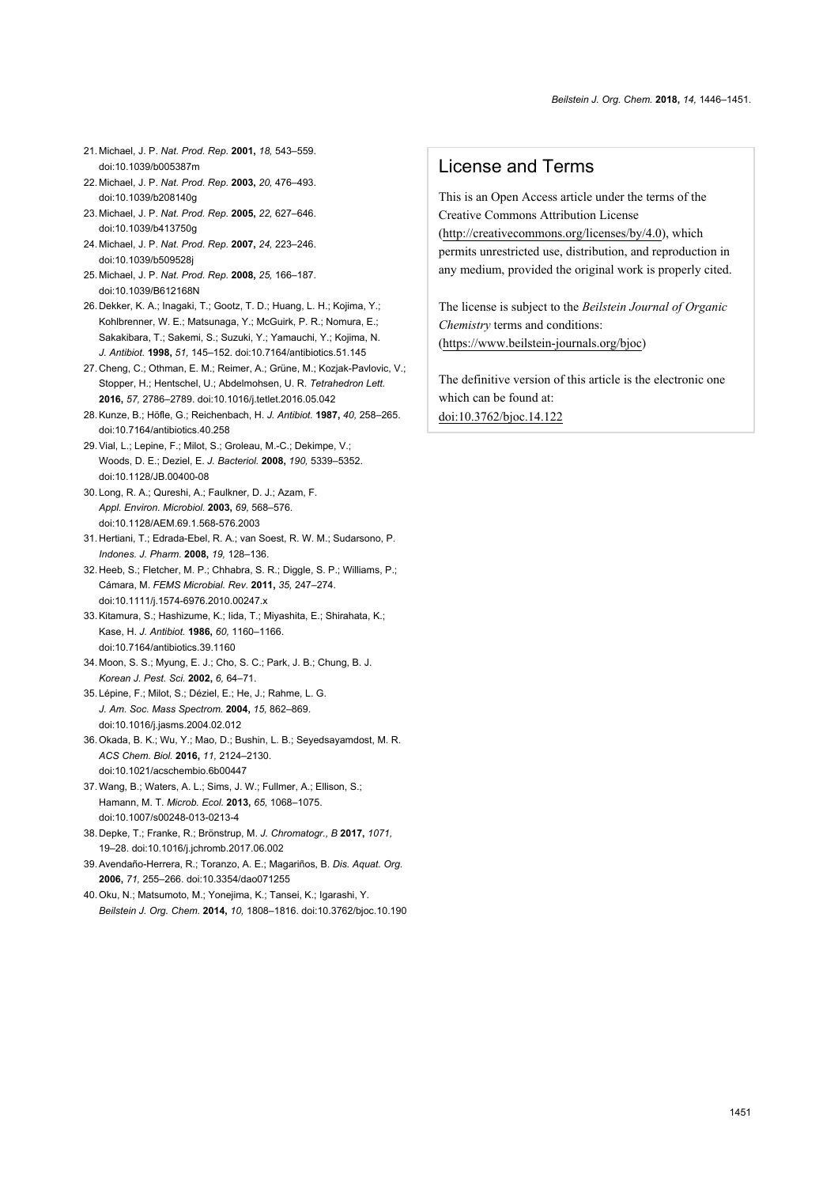21. Michael, J. P. *Nat. Prod. Rep.* **2001,** *18,* 543–559. doi:10.1039/b005387m
22. Michael, J. P. *Nat. Prod. Rep.* **2003,** *20,* 476–493. doi:10.1039/b208140g
23. Michael, J. P. *Nat. Prod. Rep.* **2005,** *22,* 627–646. doi:10.1039/b413750g
24. Michael, J. P. *Nat. Prod. Rep.* **2007,** *24,* 223–246. doi:10.1039/b509528j
25. Michael, J. P. *Nat. Prod. Rep.* **2008,** *25,* 166–187. doi:10.1039/B612168N
26. Dekker, K. A.; Inagaki, T.; Gootz, T. D.; Huang, L. H.; Kojima, Y.; Kohlbrenner, W. E.; Matsunaga, Y.; McGuirk, P. R.; Nomura, E.; Sakakibara, T.; Sakemi, S.; Suzuki, Y.; Yamauchi, Y.; Kojima, N. *J. Antibiot.* **1998,** *51,* 145–152. doi:10.7164/antibiotics.51.145
27. Cheng, C.; Othman, E. M.; Reimer, A.; Grüne, M.; Kozjak-Pavlovic, V.; Stopper, H.; Hentschel, U.; Abdelmohsen, U. R. *Tetrahedron Lett.* **2016,** *57,* 2786–2789. doi:10.1016/j.tetlet.2016.05.042
28. Kunze, B.; Höfle, G.; Reichenbach, H. *J. Antibiot.* **1987,** *40,* 258–265. doi:10.7164/antibiotics.40.258
29. Vial, L.; Lepine, F.; Milot, S.; Groleau, M.-C.; Dekimpe, V.; Woods, D. E.; Deziel, E. *J. Bacteriol.* **2008,** *190,* 5339–5352. doi:10.1128/JB.00400-08
30. Long, R. A.; Qureshi, A.; Faulkner, D. J.; Azam, F. *Appl. Environ. Microbiol.* **2003,** *69,* 568–576. doi:10.1128/AEM.69.1.568-576.2003
31. Hertiani, T.; Edrada-Ebel, R. A.; van Soest, R. W. M.; Sudarsono, P. *Indones. J. Pharm.* **2008,** *19,* 128–136.
32. Heeb, S.; Fletcher, M. P.; Chhabra, S. R.; Diggle, S. P.; Williams, P.; Cámara, M. *FEMS Microbial. Rev.* **2011,** *35,* 247–274. doi:10.1111/j.1574-6976.2010.00247.x
33. Kitamura, S.; Hashizume, K.; Iida, T.; Miyashita, E.; Shirahata, K.; Kase, H. *J. Antibiot.* **1986,** *60,* 1160–1166. doi:10.7164/antibiotics.39.1160
34. Moon, S. S.; Myung, E. J.; Cho, S. C.; Park, J. B.; Chung, B. J. *Korean J. Pest. Sci.* **2002,** *6,* 64–71.
35. Lépine, F.; Milot, S.; Déziel, E.; He, J.; Rahme, L. G. *J. Am. Soc. Mass Spectrom.* **2004,** *15,* 862–869. doi:10.1016/j.jasms.2004.02.012
36. Okada, B. K.; Wu, Y.; Mao, D.; Bushin, L. B.; Seyedsayamdost, M. R. *ACS Chem. Biol.* **2016,** *11,* 2124–2130. doi:10.1021/acschembio.6b00447
37. Wang, B.; Waters, A. L.; Sims, J. W.; Fullmer, A.; Ellison, S.; Hamann, M. T. *Microb. Ecol.* **2013,** *65,* 1068–1075. doi:10.1007/s00248-013-0213-4
38. Depke, T.; Franke, R.; Brönstrup, M. *J. Chromatogr., B* **2017,** *1071,* 19–28. doi:10.1016/j.jchromb.2017.06.002
39. Avendaño-Herrera, R.; Toranzo, A. E.; Magariños, B. *Dis. Aquat. Org.* **2006,** *71,* 255–266. doi:10.3354/dao071255
40. Oku, N.; Matsumoto, M.; Yonejima, K.; Tansei, K.; Igarashi, Y. *Beilstein J. Org. Chem.* **2014,** *10,* 1808–1816. doi:10.3762/bjoc.10.190

## License and Terms

This is an Open Access article under the terms of the Creative Commons Attribution License (http://creativecommons.org/licenses/by/4.0), which permits unrestricted use, distribution, and reproduction in any medium, provided the original work is properly cited.

The license is subject to the *Beilstein Journal of Organic Chemistry* terms and conditions: (https://www.beilstein-journals.org/bjoc)

The definitive version of this article is the electronic one which can be found at:
doi:10.3762/bjoc.14.122